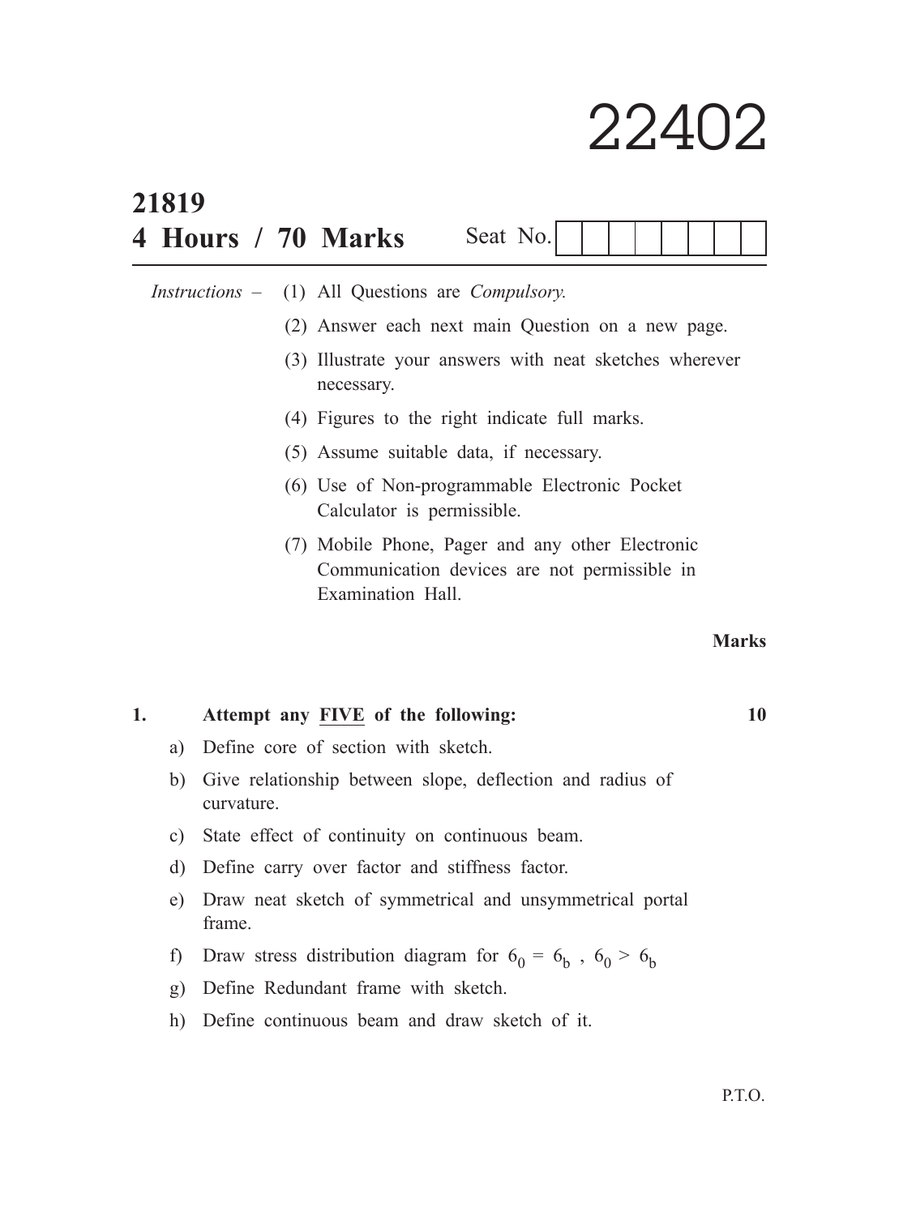# 22402

**21819**

**4 Hours / 70 Marks** Seat No. | | | | | | | | |

*Instructions* – (1) All Questions are *Compulsory.*

(2) Answer each next main Question on a new page.

(3) Illustrate your answers with neat sketches wherever necessary.

(4) Figures to the right indicate full marks.

(5) Assume suitable data, if necessary.

(6) Use of Non-programmable Electronic Pocket Calculator is permissible.

(7) Mobile Phone, Pager and any other Electronic Communication devices are not permissible in Examination Hall.

**Marks**

**1. Attempt any FIVE of the following: 10**

a) Define core of section with sketch.

b) Give relationship between slope, deflection and radius of curvature.

c) State effect of continuity on continuous beam.

d) Define carry over factor and stiffness factor.

e) Draw neat sketch of symmetrical and unsymmetrical portal frame.

f) Draw stress distribution diagram for $6_0 = 6_b$ , $6_0 > 6_b$

g) Define Redundant frame with sketch.

h) Define continuous beam and draw sketch of it.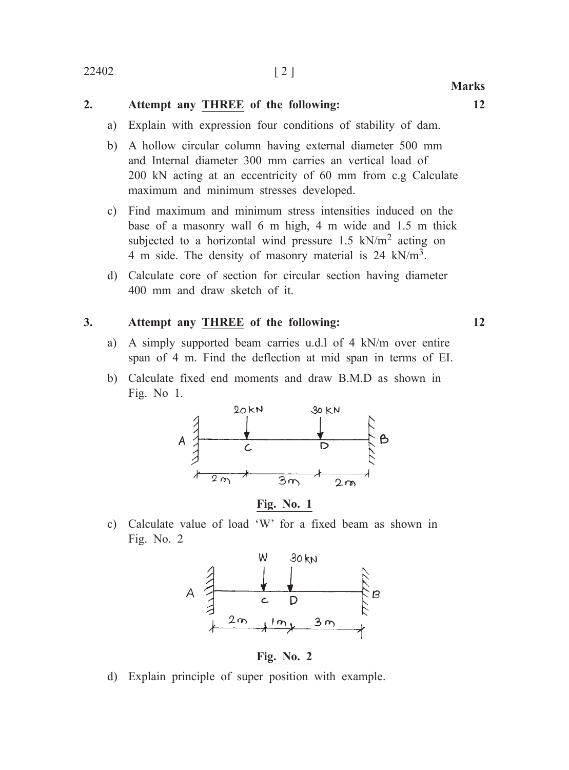**Marks**

**2. Attempt any THREE of the following: 12**

a) Explain with expression four conditions of stability of dam.

b) A hollow circular column having external diameter 500 mm and Internal diameter 300 mm carries an vertical load of 200 kN acting at an eccentricity of 60 mm from c.g Calculate maximum and minimum stresses developed.

c) Find maximum and minimum stress intensities induced on the base of a masonry wall 6 m high, 4 m wide and 1.5 m thick subjected to a horizontal wind pressure 1.5 $kN/m^2$ acting on 4 m side. The density of masonry material is 24 $kN/m^3$.

d) Calculate core of section for circular section having diameter 400 mm and draw sketch of it.

**3. Attempt any THREE of the following: 12**

a) A simply supported beam carries u.d.l of 4 kN/m over entire span of 4 m. Find the deflection at mid span in terms of EI.

b) Calculate fixed end moments and draw B.M.D as shown in Fig. No 1.

Fixed beam AB: 20 kN at C, 30 kN at D; AC = 2 m, CD = 3 m, DB = 2 m.

**Fig. No. 1**

c) Calculate value of load 'W' for a fixed beam as shown in Fig. No. 2

Fixed beam AB: W at C, 30 kN at D; AC = 2 m, CD = 1 m, DB = 3 m.

**Fig. No. 2**

d) Explain principle of super position with example.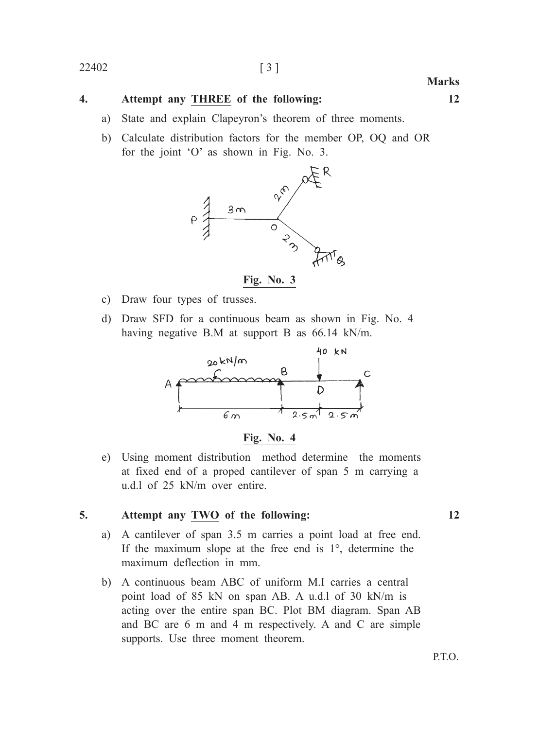**Marks**

**4. Attempt any THREE of the following: 12**

a) State and explain Clapeyron's theorem of three moments.

b) Calculate distribution factors for the member OP, OQ and OR for the joint 'O' as shown in Fig. No. 3.

**Fig. No. 3**

c) Draw four types of trusses.

d) Draw SFD for a continuous beam as shown in Fig. No. 4 having negative B.M at support B as 66.14 kN/m.

**Fig. No. 4**

e) Using moment distribution method determine the moments at fixed end of a proped cantilever of span 5 m carrying a u.d.l of 25 kN/m over entire.

**5. Attempt any TWO of the following: 12**

a) A cantilever of span 3.5 m carries a point load at free end. If the maximum slope at the free end is 1°, determine the maximum deflection in mm.

b) A continuous beam ABC of uniform M.I carries a central point load of 85 kN on span AB. A u.d.l of 30 kN/m is acting over the entire span BC. Plot BM diagram. Span AB and BC are 6 m and 4 m respectively. A and C are simple supports. Use three moment theorem.

P.T.O.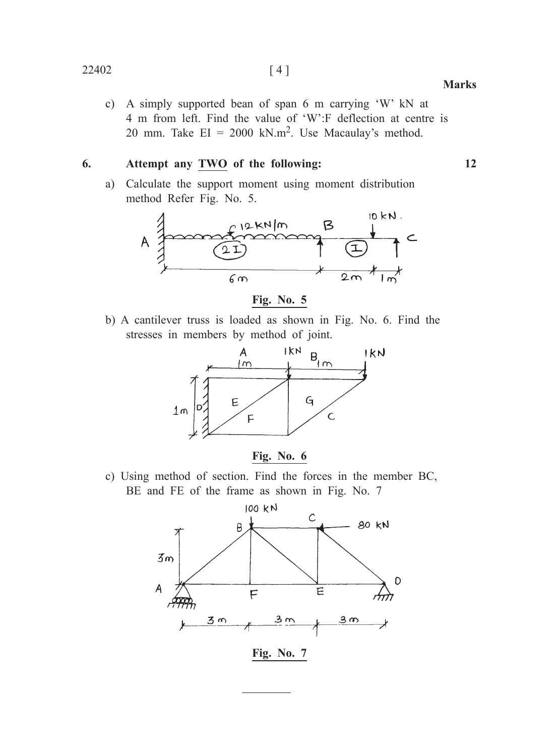**Marks**

c) A simply supported bean of span 6 m carrying 'W' kN at 4 m from left. Find the value of 'W':F deflection at centre is 20 mm. Take EI = 2000 $kN.m^2$. Use Macaulay's method.

## 6. Attempt any TWO of the following: **12**

a) Calculate the support moment using moment distribution method Refer Fig. No. 5.

A
12 kN/m
2I
B
I
10 kN.
C
6 m
2 m
1 m

**Fig. No. 5**

b) A cantilever truss is loaded as shown in Fig. No. 6. Find the stresses in members by method of joint.

A
1 KN
B
1 KN
1 m
1 m
1 m
D
E
F
G
C

**Fig. No. 6**

c) Using method of section. Find the forces in the member BC, BE and FE of the frame as shown in Fig. No. 7

100 kN
C
80 kN
B
3 m
A
F
E
D
3 m
3 m
3 m

**Fig. No. 7**